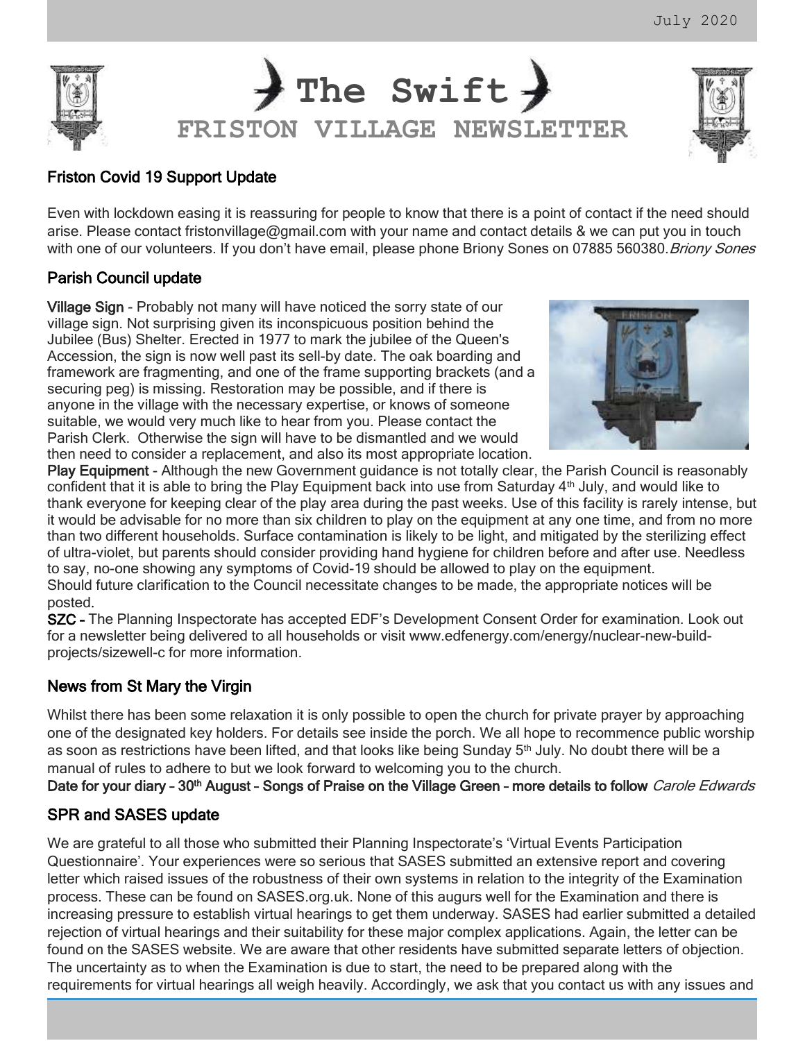# The Swift

## FRISTON VILLAGE NEWSLETTER

### Friston Covid 19 Support Update

Even with lockdown easing it is reassuring for people to know that there is a point of contact if the need should arise. Please contact fristonvillage@gmail.com with your name and contact details & we can put you in touch with one of our volunteers. If you don't have email, please phone Briony Sones on 07885 560380. *Briony Sones*

### Parish Council update

**Village Sign** - Probably not many will have noticed the sorry state of our village sign. Not surprising given its inconspicuous position behind the Jubilee (Bus) Shelter. Erected in 1977 to mark the jubilee of the Queen's Accession, the sign is now well past its sell-by date. The oak boarding and framework are fragmenting, and one of the frame supporting brackets (and a securing peg) is missing. Restoration may be possible, and if there is anyone in the village with the necessary expertise, or knows of someone suitable, we would very much like to hear from you. Please contact the Parish Clerk. Otherwise the sign will have to be dismantled and we would then need to consider a replacement, and also its most appropriate location.

**Play Equipment** - Although the new Government guidance is not totally clear, the Parish Council is reasonably confident that it is able to bring the Play Equipment back into use from Saturday 4th July, and would like to thank everyone for keeping clear of the play area during the past weeks. Use of this facility is rarely intense, but it would be advisable for no more than six children to play on the equipment at any one time, and from no more than two different households. Surface contamination is likely to be light, and mitigated by the sterilizing effect of ultra-violet, but parents should consider providing hand hygiene for children before and after use. Needless to say, no-one showing any symptoms of Covid-19 should be allowed to play on the equipment.
Should future clarification to the Council necessitate changes to be made, the appropriate notices will be posted.

**SZC -** The Planning Inspectorate has accepted EDF's Development Consent Order for examination. Look out for a newsletter being delivered to all households or visit www.edfenergy.com/energy/nuclear-new-build-projects/sizewell-c for more information.

### News from St Mary the Virgin

Whilst there has been some relaxation it is only possible to open the church for private prayer by approaching one of the designated key holders. For details see inside the porch. We all hope to recommence public worship as soon as restrictions have been lifted, and that looks like being Sunday 5th July. No doubt there will be a manual of rules to adhere to but we look forward to welcoming you to the church.

**Date for your diary – 30th August – Songs of Praise on the Village Green – more details to follow** *Carole Edwards*

### SPR and SASES update

We are grateful to all those who submitted their Planning Inspectorate's 'Virtual Events Participation Questionnaire'. Your experiences were so serious that SASES submitted an extensive report and covering letter which raised issues of the robustness of their own systems in relation to the integrity of the Examination process. These can be found on SASES.org.uk. None of this augurs well for the Examination and there is increasing pressure to establish virtual hearings to get them underway. SASES had earlier submitted a detailed rejection of virtual hearings and their suitability for these major complex applications. Again, the letter can be found on the SASES website. We are aware that other residents have submitted separate letters of objection. The uncertainty as to when the Examination is due to start, the need to be prepared along with the requirements for virtual hearings all weigh heavily. Accordingly, we ask that you contact us with any issues and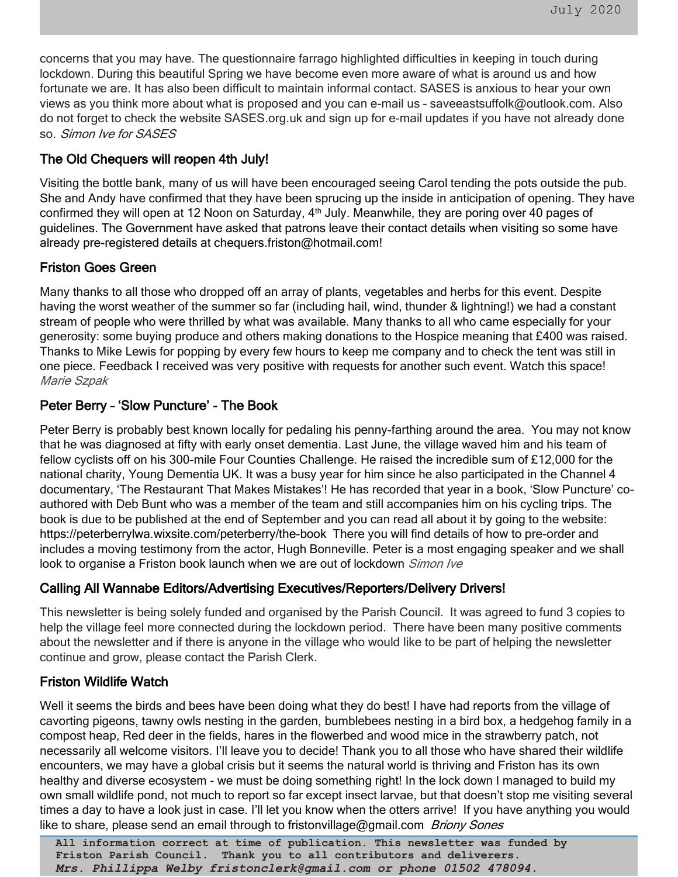concerns that you may have. The questionnaire farrago highlighted difficulties in keeping in touch during lockdown. During this beautiful Spring we have become even more aware of what is around us and how fortunate we are. It has also been difficult to maintain informal contact. SASES is anxious to hear your own views as you think more about what is proposed and you can e-mail us – saveeastsuffolk@outlook.com. Also do not forget to check the website SASES.org.uk and sign up for e-mail updates if you have not already done so. *Simon Ive for SASES*

### The Old Chequers will reopen 4th July!

Visiting the bottle bank, many of us will have been encouraged seeing Carol tending the pots outside the pub. She and Andy have confirmed that they have been sprucing up the inside in anticipation of opening. They have confirmed they will open at 12 Noon on Saturday, 4th July. Meanwhile, they are poring over 40 pages of guidelines. The Government have asked that patrons leave their contact details when visiting so some have already pre-registered details at chequers.friston@hotmail.com!

### Friston Goes Green

Many thanks to all those who dropped off an array of plants, vegetables and herbs for this event. Despite having the worst weather of the summer so far (including hail, wind, thunder & lightning!) we had a constant stream of people who were thrilled by what was available. Many thanks to all who came especially for your generosity: some buying produce and others making donations to the Hospice meaning that £400 was raised. Thanks to Mike Lewis for popping by every few hours to keep me company and to check the tent was still in one piece. Feedback I received was very positive with requests for another such event. Watch this space! *Marie Szpak*

### Peter Berry – 'Slow Puncture' - The Book

Peter Berry is probably best known locally for pedaling his penny-farthing around the area. You may not know that he was diagnosed at fifty with early onset dementia. Last June, the village waved him and his team of fellow cyclists off on his 300-mile Four Counties Challenge. He raised the incredible sum of £12,000 for the national charity, Young Dementia UK. It was a busy year for him since he also participated in the Channel 4 documentary, 'The Restaurant That Makes Mistakes'! He has recorded that year in a book, 'Slow Puncture' co-authored with Deb Bunt who was a member of the team and still accompanies him on his cycling trips. The book is due to be published at the end of September and you can read all about it by going to the website: https://peterberrylwa.wixsite.com/peterberry/the-book There you will find details of how to pre-order and includes a moving testimony from the actor, Hugh Bonneville. Peter is a most engaging speaker and we shall look to organise a Friston book launch when we are out of lockdown *Simon Ive*

### Calling All Wannabe Editors/Advertising Executives/Reporters/Delivery Drivers!

This newsletter is being solely funded and organised by the Parish Council. It was agreed to fund 3 copies to help the village feel more connected during the lockdown period. There have been many positive comments about the newsletter and if there is anyone in the village who would like to be part of helping the newsletter continue and grow, please contact the Parish Clerk.

### Friston Wildlife Watch

Well it seems the birds and bees have been doing what they do best! I have had reports from the village of cavorting pigeons, tawny owls nesting in the garden, bumblebees nesting in a bird box, a hedgehog family in a compost heap, Red deer in the fields, hares in the flowerbed and wood mice in the strawberry patch, not necessarily all welcome visitors. I'll leave you to decide! Thank you to all those who have shared their wildlife encounters, we may have a global crisis but it seems the natural world is thriving and Friston has its own healthy and diverse ecosystem - we must be doing something right! In the lock down I managed to build my own small wildlife pond, not much to report so far except insect larvae, but that doesn't stop me visiting several times a day to have a look just in case. I'll let you know when the otters arrive! If you have anything you would like to share, please send an email through to fristonvillage@gmail.com *Briony Sones*

**All information correct at time of publication. This newsletter was funded by Friston Parish Council. Thank you to all contributors and deliverers.**
***Mrs. Phillippa Welby fristonclerk@gmail.com or phone 01502 478094.***